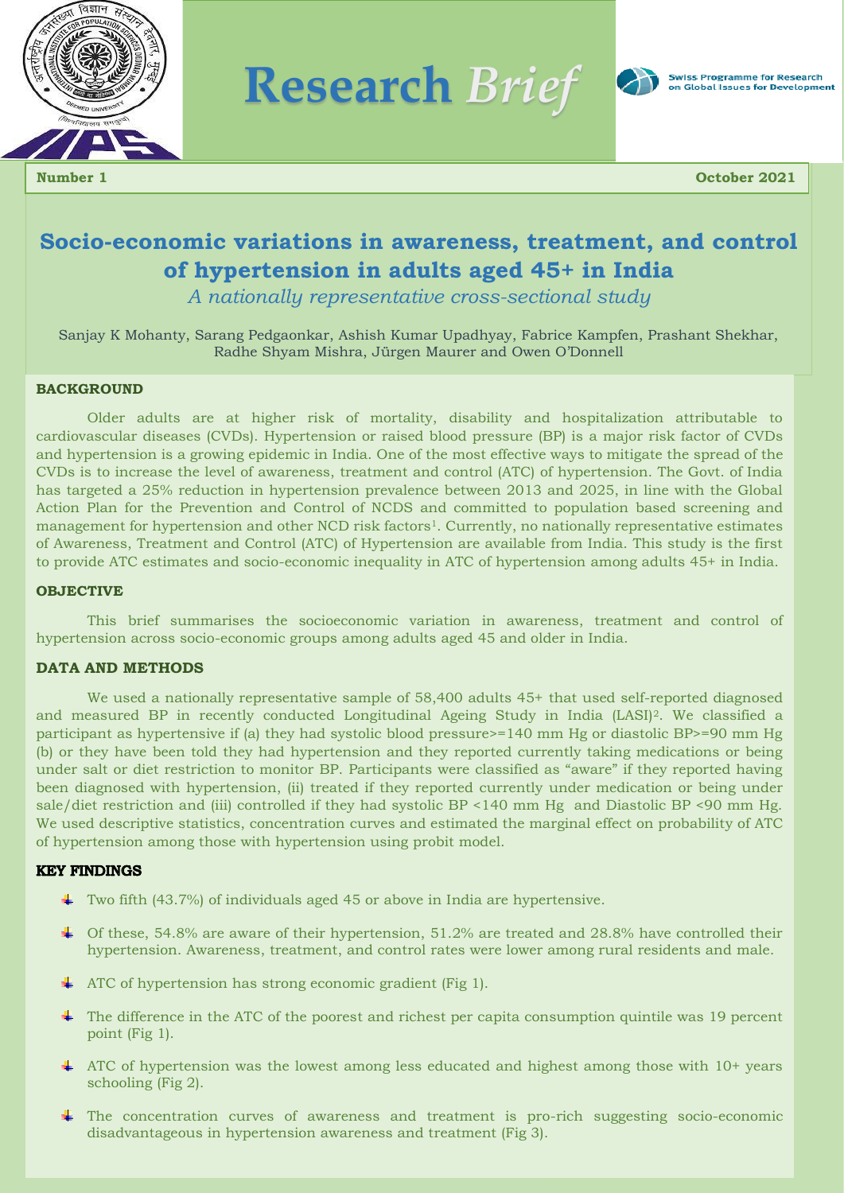# Research *Brief*

Swiss Programme for Research on Global Issues for Development

**Number 1** **October 2021**

## Socio-economic variations in awareness, treatment, and control of hypertension in adults aged 45+ in India

*A nationally representative cross-sectional study*

Sanjay K Mohanty, Sarang Pedgaonkar, Ashish Kumar Upadhyay, Fabrice Kampfen, Prashant Shekhar, Radhe Shyam Mishra, Jürgen Maurer and Owen O'Donnell

### BACKGROUND

Older adults are at higher risk of mortality, disability and hospitalization attributable to cardiovascular diseases (CVDs). Hypertension or raised blood pressure (BP) is a major risk factor of CVDs and hypertension is a growing epidemic in India. One of the most effective ways to mitigate the spread of the CVDs is to increase the level of awareness, treatment and control (ATC) of hypertension. The Govt. of India has targeted a 25% reduction in hypertension prevalence between 2013 and 2025, in line with the Global Action Plan for the Prevention and Control of NCDS and committed to population based screening and management for hypertension and other NCD risk factors[1]. Currently, no nationally representative estimates of Awareness, Treatment and Control (ATC) of Hypertension are available from India. This study is the first to provide ATC estimates and socio-economic inequality in ATC of hypertension among adults 45+ in India.

### OBJECTIVE

This brief summarises the socioeconomic variation in awareness, treatment and control of hypertension across socio-economic groups among adults aged 45 and older in India.

### DATA AND METHODS

We used a nationally representative sample of 58,400 adults 45+ that used self-reported diagnosed and measured BP in recently conducted Longitudinal Ageing Study in India (LASI)[2]. We classified a participant as hypertensive if (a) they had systolic blood pressure>=140 mm Hg or diastolic BP>=90 mm Hg (b) or they have been told they had hypertension and they reported currently taking medications or being under salt or diet restriction to monitor BP. Participants were classified as "aware" if they reported having been diagnosed with hypertension, (ii) treated if they reported currently under medication or being under sale/diet restriction and (iii) controlled if they had systolic BP <140 mm Hg and Diastolic BP <90 mm Hg. We used descriptive statistics, concentration curves and estimated the marginal effect on probability of ATC of hypertension among those with hypertension using probit model.

### KEY FINDINGS

- Two fifth (43.7%) of individuals aged 45 or above in India are hypertensive.
- Of these, 54.8% are aware of their hypertension, 51.2% are treated and 28.8% have controlled their hypertension. Awareness, treatment, and control rates were lower among rural residents and male.
- ATC of hypertension has strong economic gradient (Fig 1).
- The difference in the ATC of the poorest and richest per capita consumption quintile was 19 percent point (Fig 1).
- ATC of hypertension was the lowest among less educated and highest among those with 10+ years schooling (Fig 2).
- The concentration curves of awareness and treatment is pro-rich suggesting socio-economic disadvantageous in hypertension awareness and treatment (Fig 3).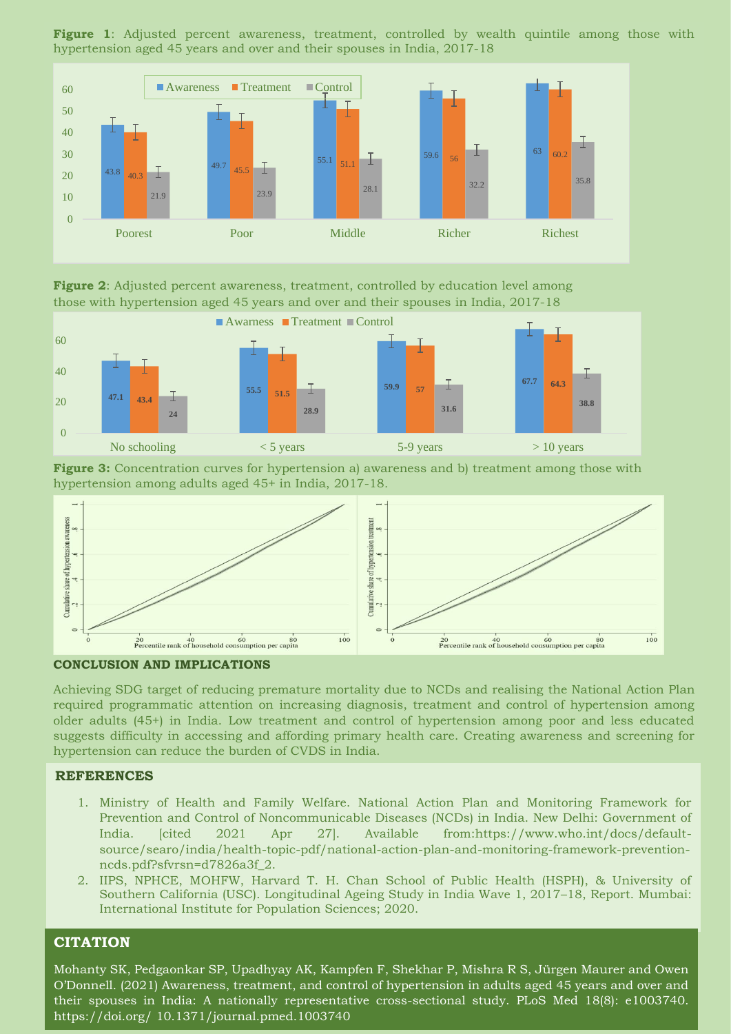**Figure 1**: Adjusted percent awareness, treatment, controlled by wealth quintile among those with hypertension aged 45 years and over and their spouses in India, 2017-18

Awareness Treatment Control

Poorest: 43.8 40.3 21.9
Poor: 49.7 45.5 23.9
Middle: 55.1 51.1 28.1
Richer: 59.6 56 32.2
Richest: 63 60.2 35.8

**Figure 2**: Adjusted percent awareness, treatment, controlled by education level among those with hypertension aged 45 years and over and their spouses in India, 2017-18

Awarness Treatment Control

No schooling: 47.1 43.4 24
< 5 years: 55.5 51.5 28.9
5-9 years: 59.9 57 31.6
> 10 years: 67.7 64.3 38.8

**Figure 3:** Concentration curves for hypertension a) awareness and b) treatment among those with hypertension among adults aged 45+ in India, 2017-18.

Cumulative share of hypertension awareness
Percentile rank of household consumption per capita

Cumulative share of hypertension treatment
Percentile rank of household consumption per capita

## CONCLUSION AND IMPLICATIONS

Achieving SDG target of reducing premature mortality due to NCDs and realising the National Action Plan required programmatic attention on increasing diagnosis, treatment and control of hypertension among older adults (45+) in India. Low treatment and control of hypertension among poor and less educated suggests difficulty in accessing and affording primary health care. Creating awareness and screening for hypertension can reduce the burden of CVDS in India.

## REFERENCES

1. Ministry of Health and Family Welfare. National Action Plan and Monitoring Framework for Prevention and Control of Noncommunicable Diseases (NCDs) in India. New Delhi: Government of India. [cited 2021 Apr 27]. Available from:https://www.who.int/docs/default-source/searo/india/health-topic-pdf/national-action-plan-and-monitoring-framework-prevention-ncds.pdf?sfvrsn=d7826a3f_2.
2. IIPS, NPHCE, MOHFW, Harvard T. H. Chan School of Public Health (HSPH), & University of Southern California (USC). Longitudinal Ageing Study in India Wave 1, 2017–18, Report. Mumbai: International Institute for Population Sciences; 2020.

## CITATION

Mohanty SK, Pedgaonkar SP, Upadhyay AK, Kampfen F, Shekhar P, Mishra R S, Jürgen Maurer and Owen O'Donnell. (2021) Awareness, treatment, and control of hypertension in adults aged 45 years and over and their spouses in India: A nationally representative cross-sectional study. PLoS Med 18(8): e1003740. https://doi.org/ 10.1371/journal.pmed.1003740